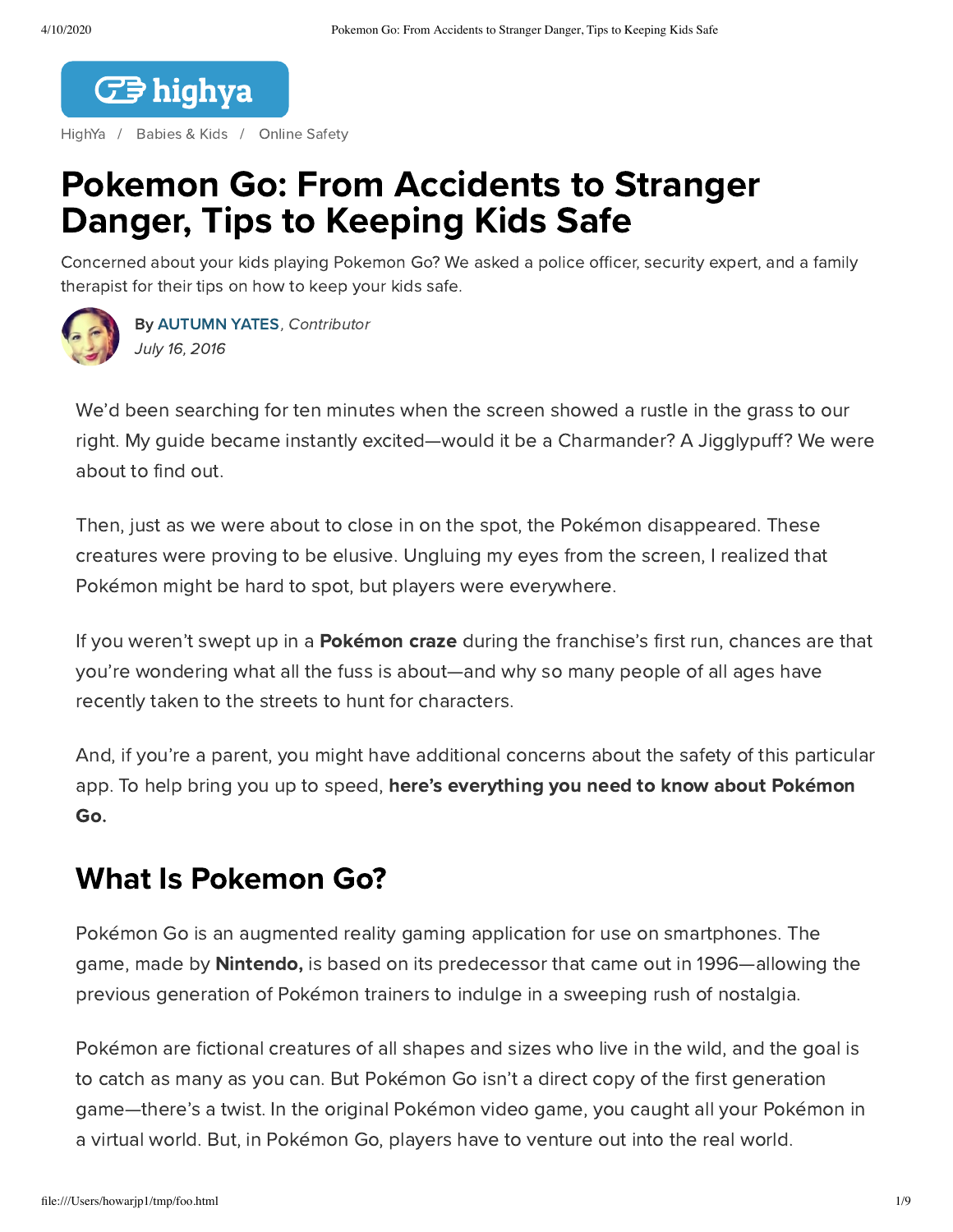highya

HighYa / Babies & Kids / Online Safety

# Pokemon Go: From Accidents to Stranger Danger, Tips to Keeping Kids Safe

Concerned about your kids playing Pokemon Go? We asked a police officer, security expert, and a family therapist for their tips on how to keep your kids safe.

By **AUTUMN YATES**, *Contributor*
*July 16, 2016*

We'd been searching for ten minutes when the screen showed a rustle in the grass to our right. My guide became instantly excited—would it be a Charmander? A Jigglypuff? We were about to find out.

Then, just as we were about to close in on the spot, the Pokémon disappeared. These creatures were proving to be elusive. Ungluing my eyes from the screen, I realized that Pokémon might be hard to spot, but players were everywhere.

If you weren't swept up in a **Pokémon craze** during the franchise's first run, chances are that you're wondering what all the fuss is about—and why so many people of all ages have recently taken to the streets to hunt for characters.

And, if you're a parent, you might have additional concerns about the safety of this particular app. To help bring you up to speed, **here's everything you need to know about Pokémon Go.**

## What Is Pokemon Go?

Pokémon Go is an augmented reality gaming application for use on smartphones. The game, made by **Nintendo,** is based on its predecessor that came out in 1996—allowing the previous generation of Pokémon trainers to indulge in a sweeping rush of nostalgia.

Pokémon are fictional creatures of all shapes and sizes who live in the wild, and the goal is to catch as many as you can. But Pokémon Go isn't a direct copy of the first generation game—there's a twist. In the original Pokémon video game, you caught all your Pokémon in a virtual world. But, in Pokémon Go, players have to venture out into the real world.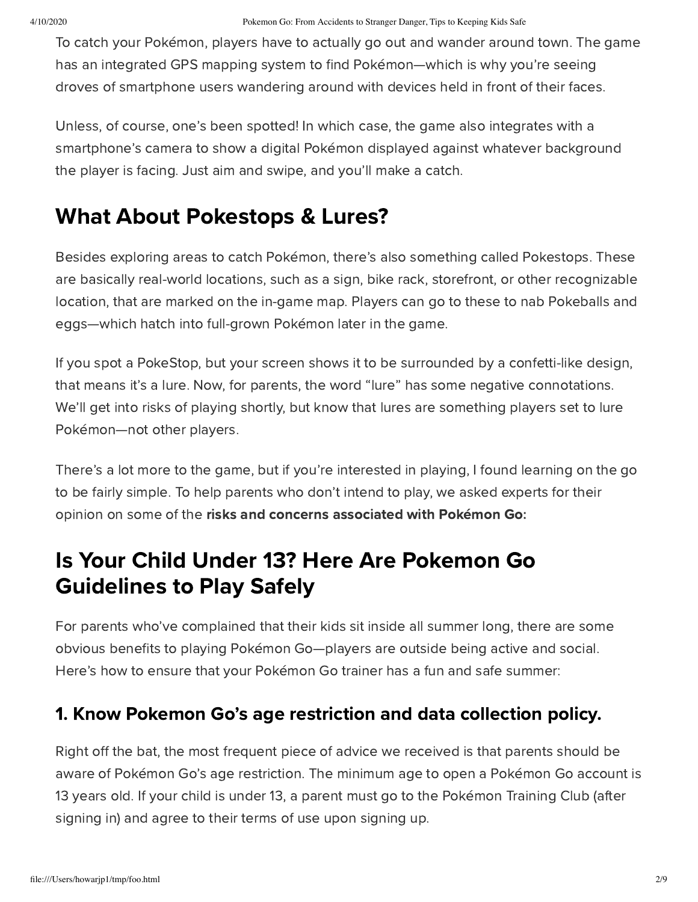To catch your Pokémon, players have to actually go out and wander around town. The game has an integrated GPS mapping system to find Pokémon—which is why you're seeing droves of smartphone users wandering around with devices held in front of their faces.

Unless, of course, one's been spotted! In which case, the game also integrates with a smartphone's camera to show a digital Pokémon displayed against whatever background the player is facing. Just aim and swipe, and you'll make a catch.

## What About Pokestops & Lures?

Besides exploring areas to catch Pokémon, there's also something called Pokestops. These are basically real-world locations, such as a sign, bike rack, storefront, or other recognizable location, that are marked on the in-game map. Players can go to these to nab Pokeballs and eggs—which hatch into full-grown Pokémon later in the game.

If you spot a PokeStop, but your screen shows it to be surrounded by a confetti-like design, that means it's a lure. Now, for parents, the word "lure" has some negative connotations. We'll get into risks of playing shortly, but know that lures are something players set to lure Pokémon—not other players.

There's a lot more to the game, but if you're interested in playing, I found learning on the go to be fairly simple. To help parents who don't intend to play, we asked experts for their opinion on some of the **risks and concerns associated with Pokémon Go:**

## Is Your Child Under 13? Here Are Pokemon Go Guidelines to Play Safely

For parents who've complained that their kids sit inside all summer long, there are some obvious benefits to playing Pokémon Go—players are outside being active and social. Here's how to ensure that your Pokémon Go trainer has a fun and safe summer:

### 1. Know Pokemon Go's age restriction and data collection policy.

Right off the bat, the most frequent piece of advice we received is that parents should be aware of Pokémon Go's age restriction. The minimum age to open a Pokémon Go account is 13 years old. If your child is under 13, a parent must go to the Pokémon Training Club (after signing in) and agree to their terms of use upon signing up.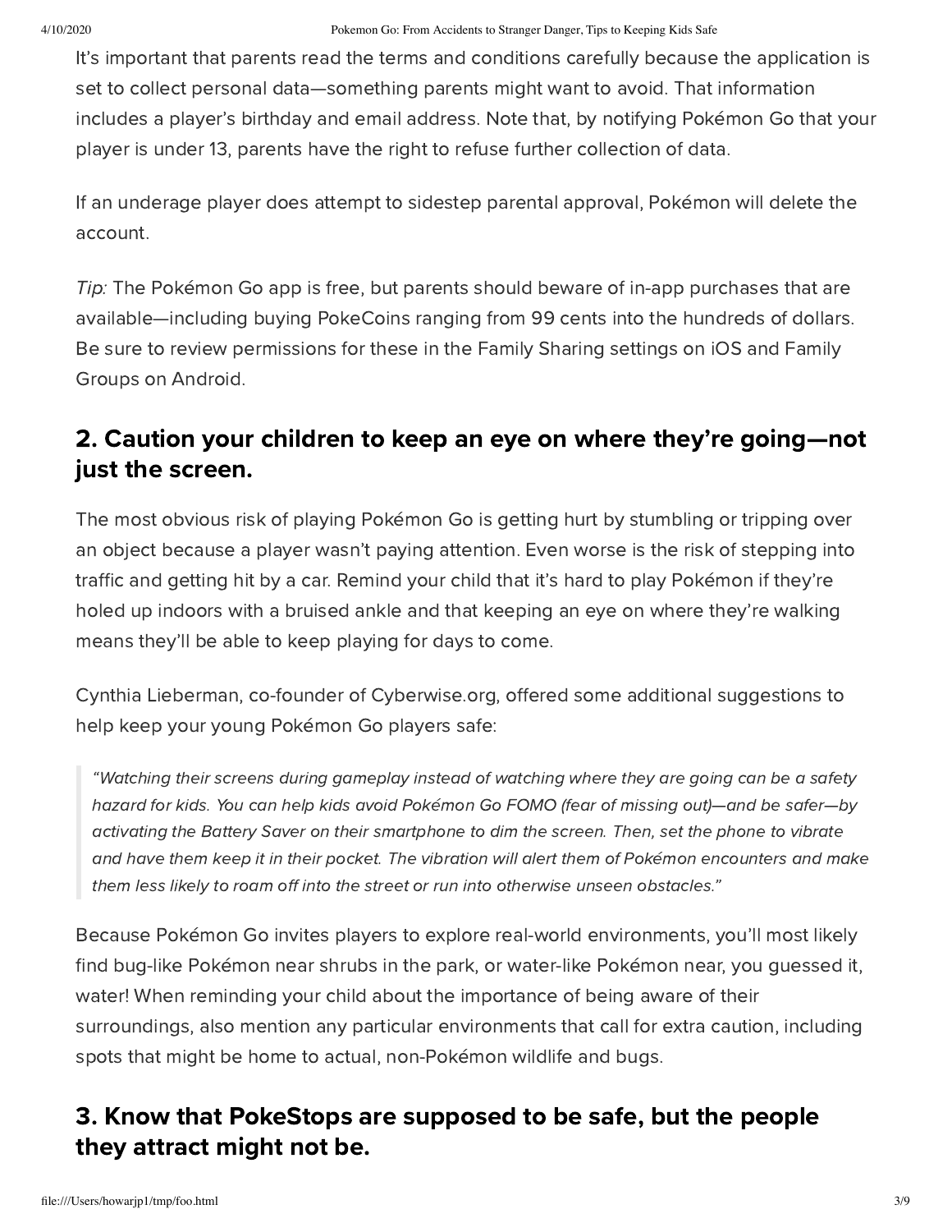It's important that parents read the terms and conditions carefully because the application is set to collect personal data—something parents might want to avoid. That information includes a player's birthday and email address. Note that, by notifying Pokémon Go that your player is under 13, parents have the right to refuse further collection of data.

If an underage player does attempt to sidestep parental approval, Pokémon will delete the account.

*Tip:* The Pokémon Go app is free, but parents should beware of in-app purchases that are available—including buying PokeCoins ranging from 99 cents into the hundreds of dollars. Be sure to review permissions for these in the Family Sharing settings on iOS and Family Groups on Android.

## 2. Caution your children to keep an eye on where they're going—not just the screen.

The most obvious risk of playing Pokémon Go is getting hurt by stumbling or tripping over an object because a player wasn't paying attention. Even worse is the risk of stepping into traffic and getting hit by a car. Remind your child that it's hard to play Pokémon if they're holed up indoors with a bruised ankle and that keeping an eye on where they're walking means they'll be able to keep playing for days to come.

Cynthia Lieberman, co-founder of Cyberwise.org, offered some additional suggestions to help keep your young Pokémon Go players safe:

> *"Watching their screens during gameplay instead of watching where they are going can be a safety hazard for kids. You can help kids avoid Pokémon Go FOMO (fear of missing out)—and be safer—by activating the Battery Saver on their smartphone to dim the screen. Then, set the phone to vibrate and have them keep it in their pocket. The vibration will alert them of Pokémon encounters and make them less likely to roam off into the street or run into otherwise unseen obstacles."*

Because Pokémon Go invites players to explore real-world environments, you'll most likely find bug-like Pokémon near shrubs in the park, or water-like Pokémon near, you guessed it, water! When reminding your child about the importance of being aware of their surroundings, also mention any particular environments that call for extra caution, including spots that might be home to actual, non-Pokémon wildlife and bugs.

## 3. Know that PokeStops are supposed to be safe, but the people they attract might not be.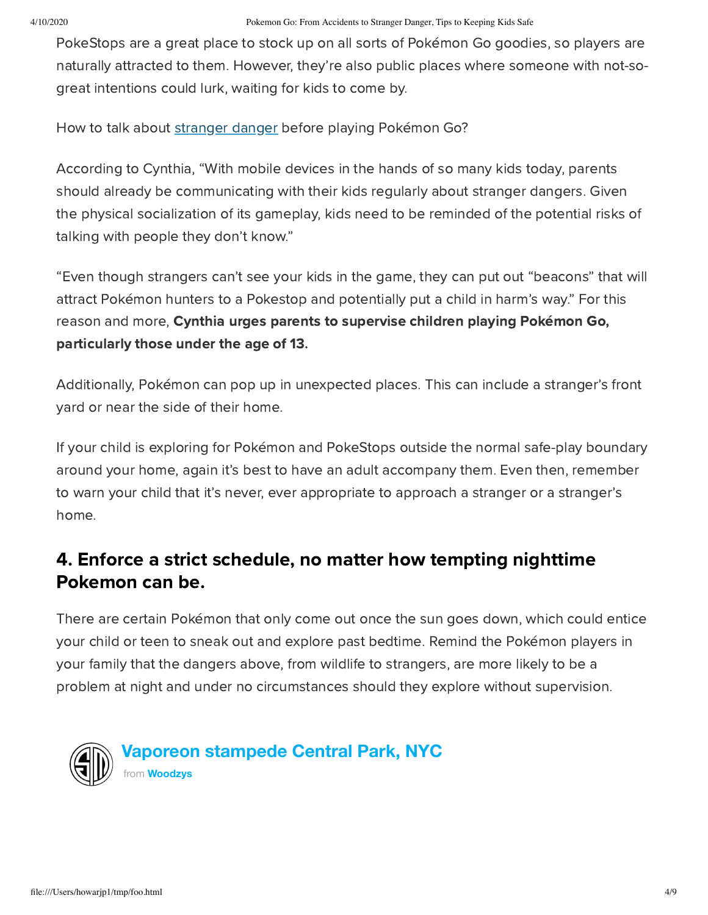PokeStops are a great place to stock up on all sorts of Pokémon Go goodies, so players are naturally attracted to them. However, they're also public places where someone with not-so-great intentions could lurk, waiting for kids to come by.

How to talk about stranger danger before playing Pokémon Go?

According to Cynthia, "With mobile devices in the hands of so many kids today, parents should already be communicating with their kids regularly about stranger dangers. Given the physical socialization of its gameplay, kids need to be reminded of the potential risks of talking with people they don't know."

"Even though strangers can't see your kids in the game, they can put out "beacons" that will attract Pokémon hunters to a Pokestop and potentially put a child in harm's way." For this reason and more, **Cynthia urges parents to supervise children playing Pokémon Go, particularly those under the age of 13.**

Additionally, Pokémon can pop up in unexpected places. This can include a stranger's front yard or near the side of their home.

If your child is exploring for Pokémon and PokeStops outside the normal safe-play boundary around your home, again it's best to have an adult accompany them. Even then, remember to warn your child that it's never, ever appropriate to approach a stranger or a stranger's home.

## 4. Enforce a strict schedule, no matter how tempting nighttime Pokemon can be.

There are certain Pokémon that only come out once the sun goes down, which could entice your child or teen to sneak out and explore past bedtime. Remind the Pokémon players in your family that the dangers above, from wildlife to strangers, are more likely to be a problem at night and under no circumstances should they explore without supervision.

**Vaporeon stampede Central Park, NYC**
from **Woodzys**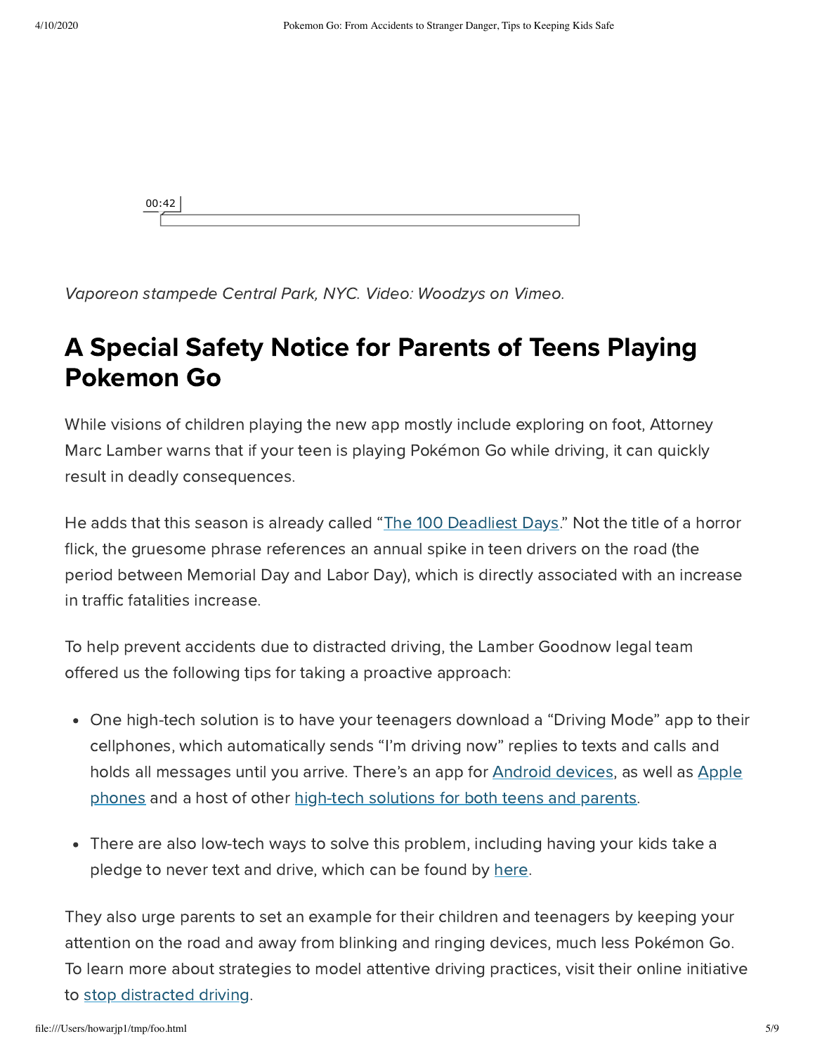*Vaporeon stampede Central Park, NYC. Video: Woodzys on Vimeo.*

## A Special Safety Notice for Parents of Teens Playing Pokemon Go

While visions of children playing the new app mostly include exploring on foot, Attorney Marc Lamber warns that if your teen is playing Pokémon Go while driving, it can quickly result in deadly consequences.

He adds that this season is already called "The 100 Deadliest Days." Not the title of a horror flick, the gruesome phrase references an annual spike in teen drivers on the road (the period between Memorial Day and Labor Day), which is directly associated with an increase in traffic fatalities increase.

To help prevent accidents due to distracted driving, the Lamber Goodnow legal team offered us the following tips for taking a proactive approach:

- One high-tech solution is to have your teenagers download a "Driving Mode" app to their cellphones, which automatically sends "I'm driving now" replies to texts and calls and holds all messages until you arrive. There's an app for Android devices, as well as Apple phones and a host of other high-tech solutions for both teens and parents.
- There are also low-tech ways to solve this problem, including having your kids take a pledge to never text and drive, which can be found by here.

They also urge parents to set an example for their children and teenagers by keeping your attention on the road and away from blinking and ringing devices, much less Pokémon Go. To learn more about strategies to model attentive driving practices, visit their online initiative to stop distracted driving.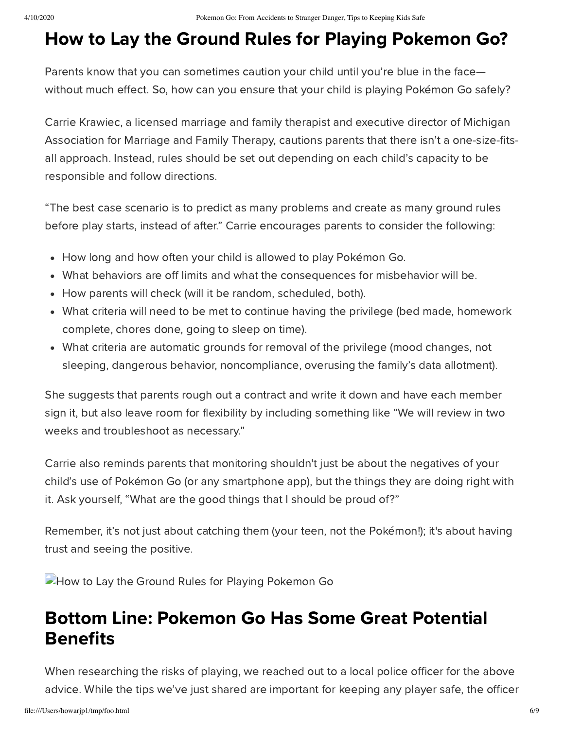## How to Lay the Ground Rules for Playing Pokemon Go?

Parents know that you can sometimes caution your child until you're blue in the face—without much effect. So, how can you ensure that your child is playing Pokémon Go safely?

Carrie Krawiec, a licensed marriage and family therapist and executive director of Michigan Association for Marriage and Family Therapy, cautions parents that there isn't a one-size-fits-all approach. Instead, rules should be set out depending on each child's capacity to be responsible and follow directions.

"The best case scenario is to predict as many problems and create as many ground rules before play starts, instead of after." Carrie encourages parents to consider the following:

- How long and how often your child is allowed to play Pokémon Go.
- What behaviors are off limits and what the consequences for misbehavior will be.
- How parents will check (will it be random, scheduled, both).
- What criteria will need to be met to continue having the privilege (bed made, homework complete, chores done, going to sleep on time).
- What criteria are automatic grounds for removal of the privilege (mood changes, not sleeping, dangerous behavior, noncompliance, overusing the family's data allotment).

She suggests that parents rough out a contract and write it down and have each member sign it, but also leave room for flexibility by including something like "We will review in two weeks and troubleshoot as necessary."

Carrie also reminds parents that monitoring shouldn't just be about the negatives of your child's use of Pokémon Go (or any smartphone app), but the things they are doing right with it. Ask yourself, "What are the good things that I should be proud of?"

Remember, it's not just about catching them (your teen, not the Pokémon!); it's about having trust and seeing the positive.

How to Lay the Ground Rules for Playing Pokemon Go

## Bottom Line: Pokemon Go Has Some Great Potential Benefits

When researching the risks of playing, we reached out to a local police officer for the above advice. While the tips we've just shared are important for keeping any player safe, the officer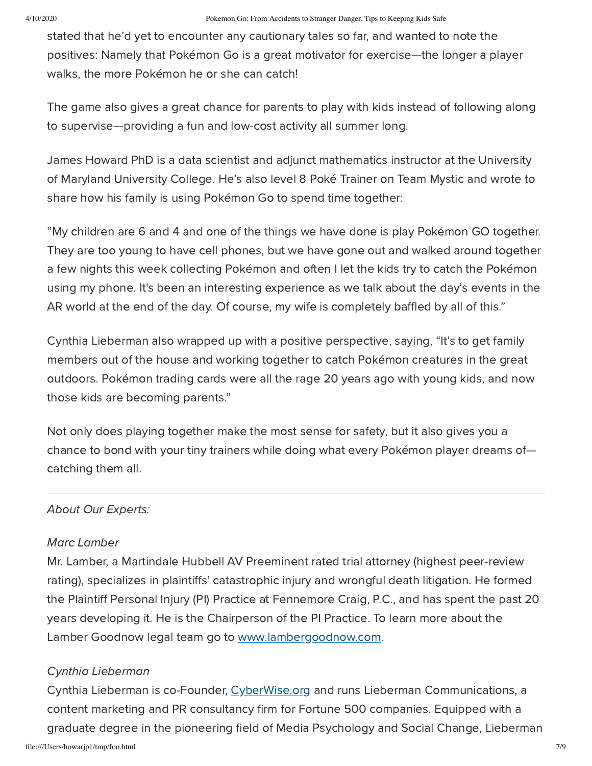stated that he'd yet to encounter any cautionary tales so far, and wanted to note the positives: Namely that Pokémon Go is a great motivator for exercise—the longer a player walks, the more Pokémon he or she can catch!

The game also gives a great chance for parents to play with kids instead of following along to supervise—providing a fun and low-cost activity all summer long.

James Howard PhD is a data scientist and adjunct mathematics instructor at the University of Maryland University College. He's also level 8 Poké Trainer on Team Mystic and wrote to share how his family is using Pokémon Go to spend time together:

"My children are 6 and 4 and one of the things we have done is play Pokémon GO together. They are too young to have cell phones, but we have gone out and walked around together a few nights this week collecting Pokémon and often I let the kids try to catch the Pokémon using my phone. It's been an interesting experience as we talk about the day's events in the AR world at the end of the day. Of course, my wife is completely baffled by all of this."

Cynthia Lieberman also wrapped up with a positive perspective, saying, "It's to get family members out of the house and working together to catch Pokémon creatures in the great outdoors. Pokémon trading cards were all the rage 20 years ago with young kids, and now those kids are becoming parents."

Not only does playing together make the most sense for safety, but it also gives you a chance to bond with your tiny trainers while doing what every Pokémon player dreams of—catching them all.

---

*About Our Experts:*

*Marc Lamber*

Mr. Lamber, a Martindale Hubbell AV Preeminent rated trial attorney (highest peer-review rating), specializes in plaintiffs' catastrophic injury and wrongful death litigation. He formed the Plaintiff Personal Injury (PI) Practice at Fennemore Craig, P.C., and has spent the past 20 years developing it. He is the Chairperson of the PI Practice. To learn more about the Lamber Goodnow legal team go to [www.lambergoodnow.com](www.lambergoodnow.com).

*Cynthia Lieberman*

Cynthia Lieberman is co-Founder, [CyberWise.org](CyberWise.org) and runs Lieberman Communications, a content marketing and PR consultancy firm for Fortune 500 companies. Equipped with a graduate degree in the pioneering field of Media Psychology and Social Change, Lieberman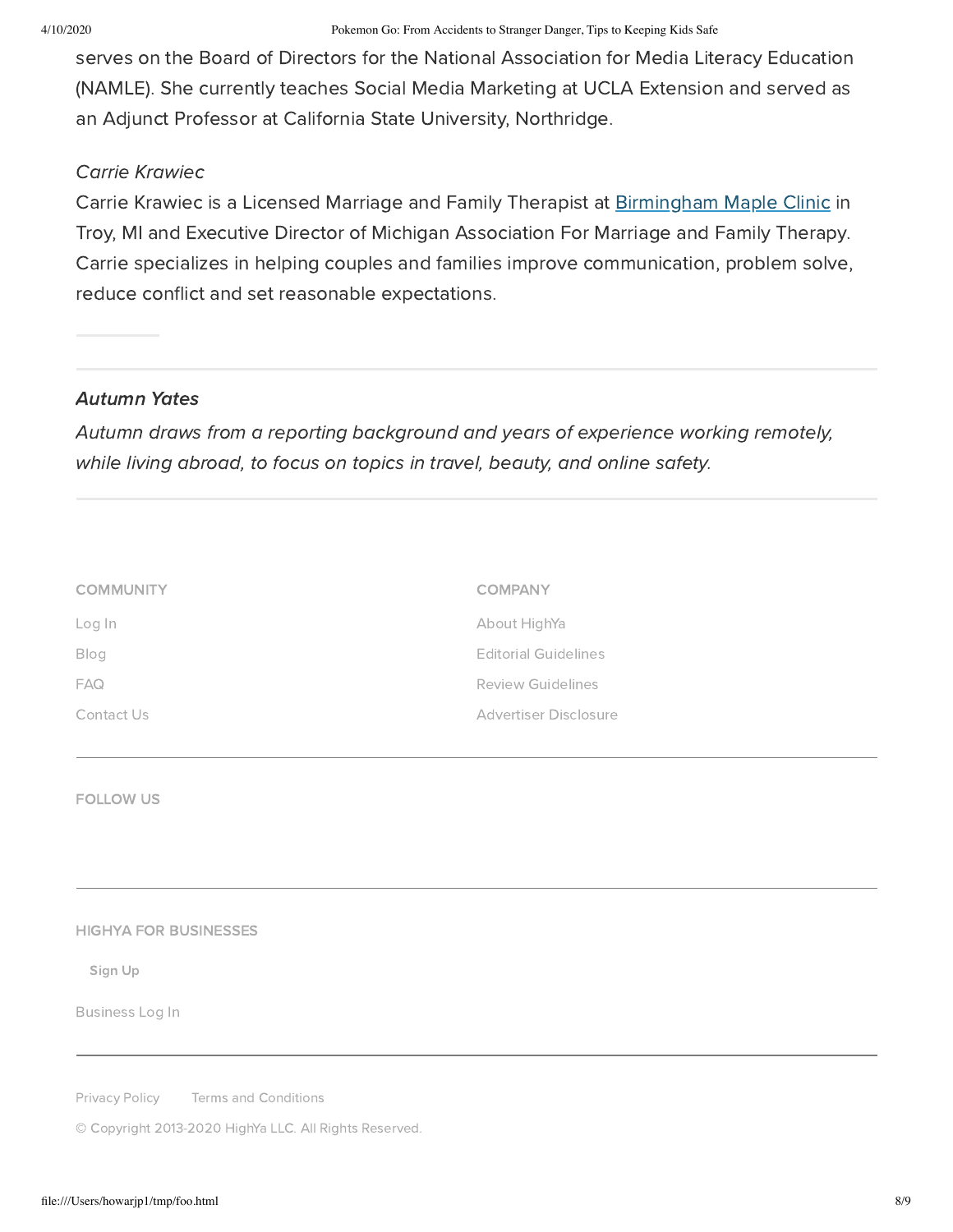serves on the Board of Directors for the National Association for Media Literacy Education (NAMLE). She currently teaches Social Media Marketing at UCLA Extension and served as an Adjunct Professor at California State University, Northridge.

*Carrie Krawiec*

Carrie Krawiec is a Licensed Marriage and Family Therapist at Birmingham Maple Clinic in Troy, MI and Executive Director of Michigan Association For Marriage and Family Therapy. Carrie specializes in helping couples and families improve communication, problem solve, reduce conflict and set reasonable expectations.

---

***Autumn Yates***

*Autumn draws from a reporting background and years of experience working remotely, while living abroad, to focus on topics in travel, beauty, and online safety.*

---

COMMUNITY

Log In

Blog

FAQ

Contact Us

COMPANY

About HighYa

Editorial Guidelines

Review Guidelines

Advertiser Disclosure

---

FOLLOW US

---

HIGHYA FOR BUSINESSES

Sign Up

Business Log In

---

Privacy Policy

Terms and Conditions

© Copyright 2013-2020 HighYa LLC. All Rights Reserved.